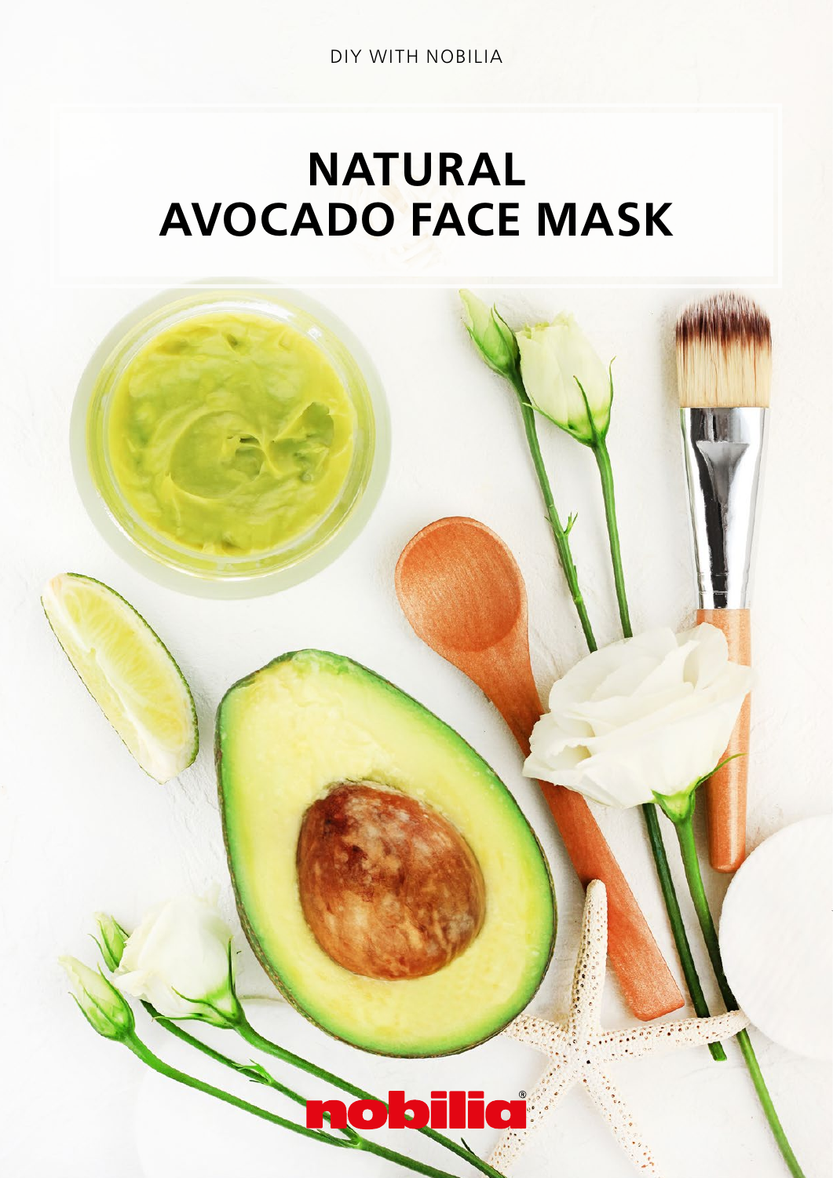DIY WITH NOBILIA

# NATURAL AVOCADO FACE MASK

nobilia®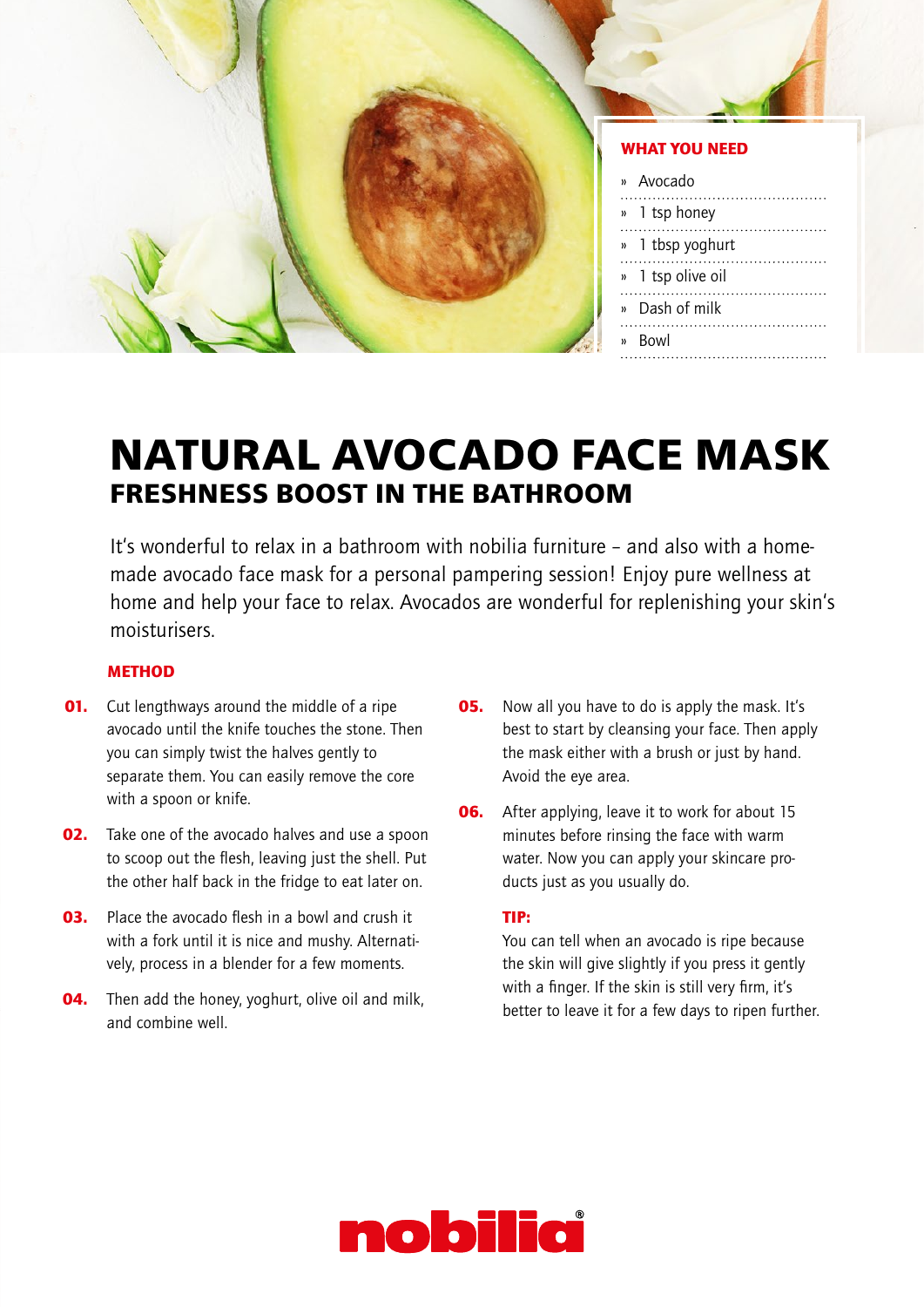### WHAT YOU NEED

- Avocado
- 1 tsp honey
- 1 tbsp yoghurt
- 1 tsp olive oil
- Dash of milk
- Bowl

# NATURAL AVOCADO FACE MASK

## FRESHNESS BOOST IN THE BATHROOM

It's wonderful to relax in a bathroom with nobilia furniture – and also with a homemade avocado face mask for a personal pampering session! Enjoy pure wellness at home and help your face to relax. Avocados are wonderful for replenishing your skin's moisturisers.

### METHOD

**01.** Cut lengthways around the middle of a ripe avocado until the knife touches the stone. Then you can simply twist the halves gently to separate them. You can easily remove the core with a spoon or knife.

**02.** Take one of the avocado halves and use a spoon to scoop out the flesh, leaving just the shell. Put the other half back in the fridge to eat later on.

**03.** Place the avocado flesh in a bowl and crush it with a fork until it is nice and mushy. Alternatively, process in a blender for a few moments.

**04.** Then add the honey, yoghurt, olive oil and milk, and combine well.

**05.** Now all you have to do is apply the mask. It's best to start by cleansing your face. Then apply the mask either with a brush or just by hand. Avoid the eye area.

**06.** After applying, leave it to work for about 15 minutes before rinsing the face with warm water. Now you can apply your skincare products just as you usually do.

**TIP:**

You can tell when an avocado is ripe because the skin will give slightly if you press it gently with a finger. If the skin is still very firm, it's better to leave it for a few days to ripen further.

nobilia®